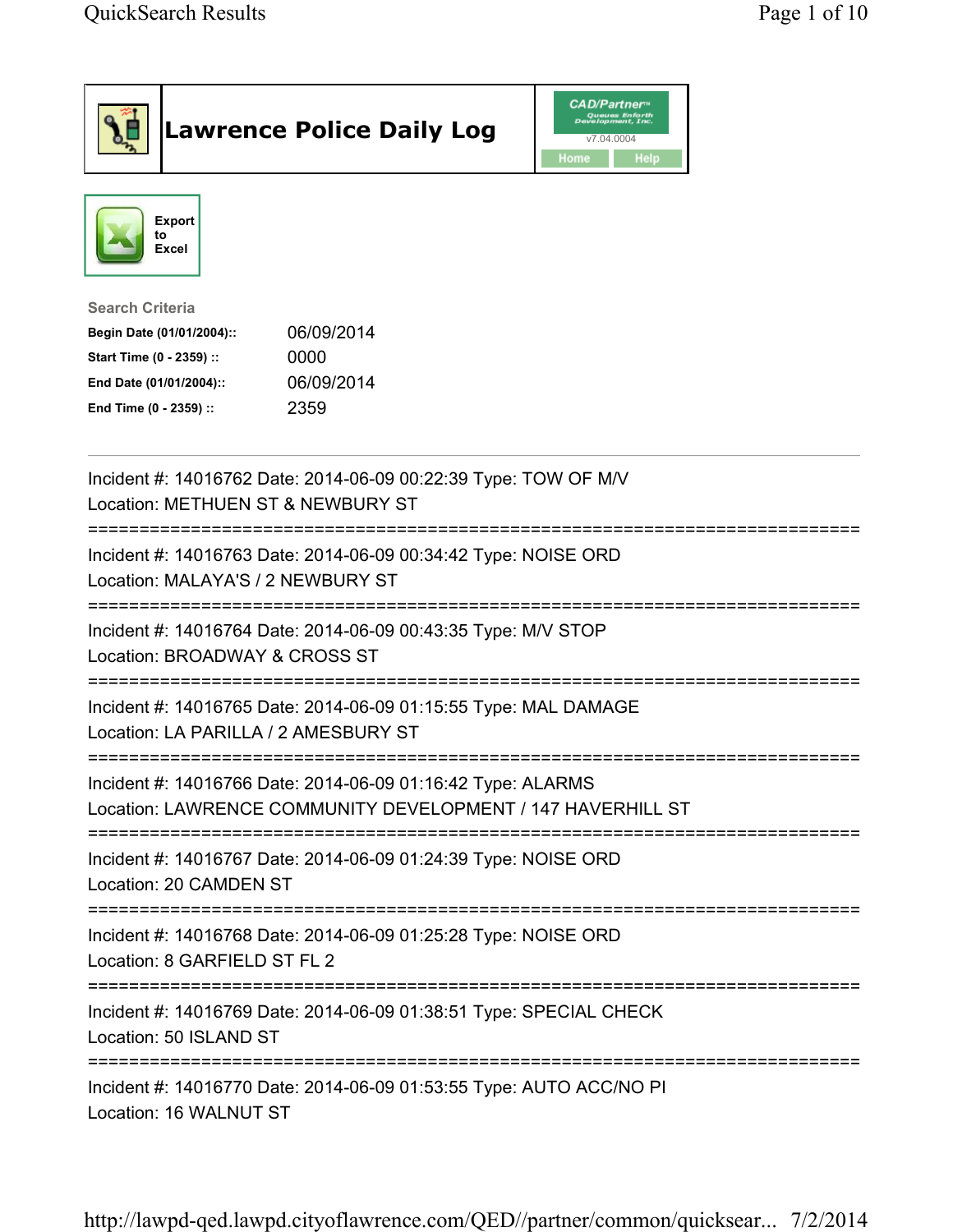# Lawrence Police Daily Log

CAD/Partner v7.04.0004

Home Help

Export to Excel

**Search Criteria**

| | |
|---|---|
| **Begin Date (01/01/2004)::** | 06/09/2014 |
| **Start Time (0 - 2359) ::** | 0000 |
| **End Date (01/01/2004)::** | 06/09/2014 |
| **End Time (0 - 2359) ::** | 2359 |

---

Incident #: 14016762 Date: 2014-06-09 00:22:39 Type: TOW OF M/V
Location: METHUEN ST & NEWBURY ST

===========================================================================

Incident #: 14016763 Date: 2014-06-09 00:34:42 Type: NOISE ORD
Location: MALAYA'S / 2 NEWBURY ST

===========================================================================

Incident #: 14016764 Date: 2014-06-09 00:43:35 Type: M/V STOP
Location: BROADWAY & CROSS ST

===========================================================================

Incident #: 14016765 Date: 2014-06-09 01:15:55 Type: MAL DAMAGE
Location: LA PARILLA / 2 AMESBURY ST

===========================================================================

Incident #: 14016766 Date: 2014-06-09 01:16:42 Type: ALARMS
Location: LAWRENCE COMMUNITY DEVELOPMENT / 147 HAVERHILL ST

===========================================================================

Incident #: 14016767 Date: 2014-06-09 01:24:39 Type: NOISE ORD
Location: 20 CAMDEN ST

===========================================================================

Incident #: 14016768 Date: 2014-06-09 01:25:28 Type: NOISE ORD
Location: 8 GARFIELD ST FL 2

===========================================================================

Incident #: 14016769 Date: 2014-06-09 01:38:51 Type: SPECIAL CHECK
Location: 50 ISLAND ST

===========================================================================

Incident #: 14016770 Date: 2014-06-09 01:53:55 Type: AUTO ACC/NO PI
Location: 16 WALNUT ST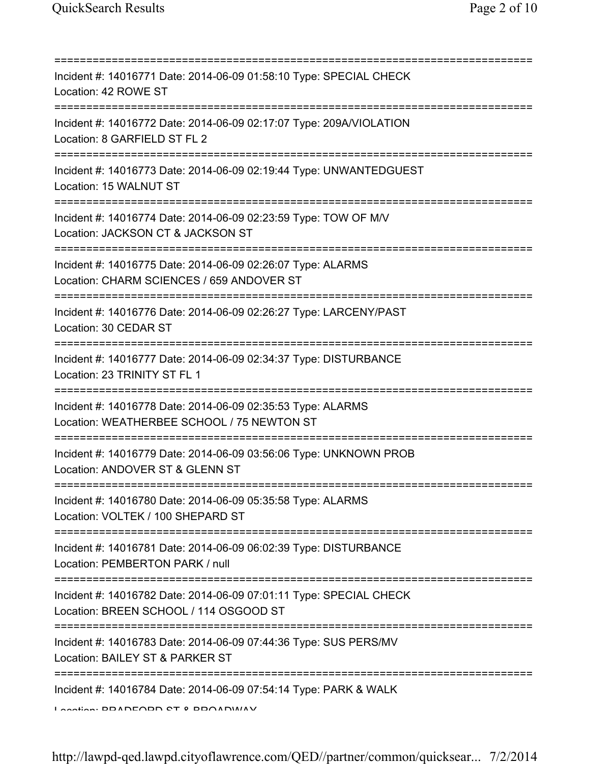===========================================================================

Incident #: 14016771 Date: 2014-06-09 01:58:10 Type: SPECIAL CHECK
Location: 42 ROWE ST

===========================================================================

Incident #: 14016772 Date: 2014-06-09 02:17:07 Type: 209A/VIOLATION
Location: 8 GARFIELD ST FL 2

===========================================================================

Incident #: 14016773 Date: 2014-06-09 02:19:44 Type: UNWANTEDGUEST
Location: 15 WALNUT ST

===========================================================================

Incident #: 14016774 Date: 2014-06-09 02:23:59 Type: TOW OF M/V
Location: JACKSON CT & JACKSON ST

===========================================================================

Incident #: 14016775 Date: 2014-06-09 02:26:07 Type: ALARMS
Location: CHARM SCIENCES / 659 ANDOVER ST

===========================================================================

Incident #: 14016776 Date: 2014-06-09 02:26:27 Type: LARCENY/PAST
Location: 30 CEDAR ST

===========================================================================

Incident #: 14016777 Date: 2014-06-09 02:34:37 Type: DISTURBANCE
Location: 23 TRINITY ST FL 1

===========================================================================

Incident #: 14016778 Date: 2014-06-09 02:35:53 Type: ALARMS
Location: WEATHERBEE SCHOOL / 75 NEWTON ST

===========================================================================

Incident #: 14016779 Date: 2014-06-09 03:56:06 Type: UNKNOWN PROB
Location: ANDOVER ST & GLENN ST

===========================================================================

Incident #: 14016780 Date: 2014-06-09 05:35:58 Type: ALARMS
Location: VOLTEK / 100 SHEPARD ST

===========================================================================

Incident #: 14016781 Date: 2014-06-09 06:02:39 Type: DISTURBANCE
Location: PEMBERTON PARK / null

===========================================================================

Incident #: 14016782 Date: 2014-06-09 07:01:11 Type: SPECIAL CHECK
Location: BREEN SCHOOL / 114 OSGOOD ST

===========================================================================

Incident #: 14016783 Date: 2014-06-09 07:44:36 Type: SUS PERS/MV
Location: BAILEY ST & PARKER ST

===========================================================================

Incident #: 14016784 Date: 2014-06-09 07:54:14 Type: PARK & WALK
Location: BRADFORD ST & BROADWAY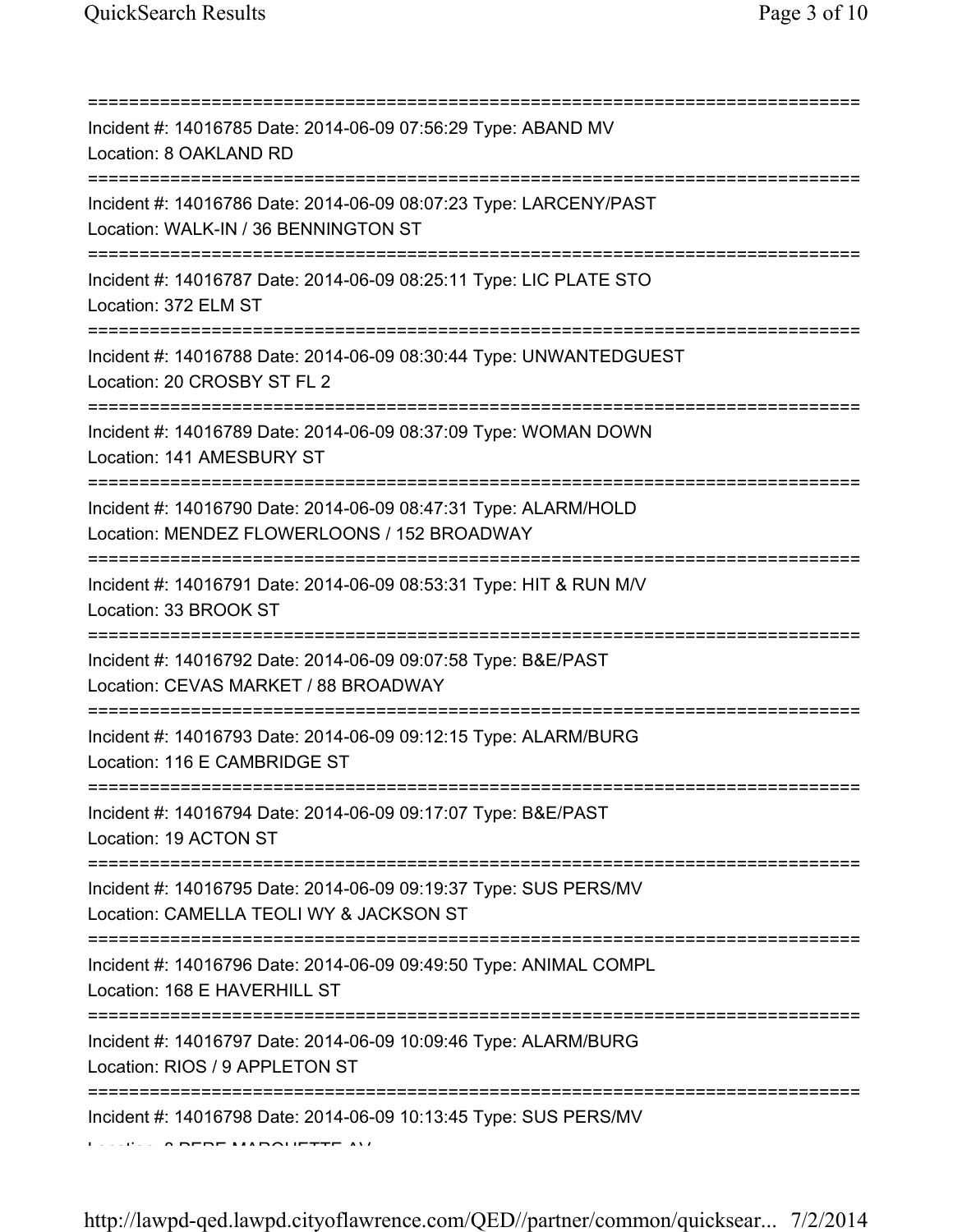===========================================================================
Incident #: 14016785 Date: 2014-06-09 07:56:29 Type: ABAND MV
Location: 8 OAKLAND RD
===========================================================================
Incident #: 14016786 Date: 2014-06-09 08:07:23 Type: LARCENY/PAST
Location: WALK-IN / 36 BENNINGTON ST
===========================================================================
Incident #: 14016787 Date: 2014-06-09 08:25:11 Type: LIC PLATE STO
Location: 372 ELM ST
===========================================================================
Incident #: 14016788 Date: 2014-06-09 08:30:44 Type: UNWANTEDGUEST
Location: 20 CROSBY ST FL 2
===========================================================================
Incident #: 14016789 Date: 2014-06-09 08:37:09 Type: WOMAN DOWN
Location: 141 AMESBURY ST
===========================================================================
Incident #: 14016790 Date: 2014-06-09 08:47:31 Type: ALARM/HOLD
Location: MENDEZ FLOWERLOONS / 152 BROADWAY
===========================================================================
Incident #: 14016791 Date: 2014-06-09 08:53:31 Type: HIT & RUN M/V
Location: 33 BROOK ST
===========================================================================
Incident #: 14016792 Date: 2014-06-09 09:07:58 Type: B&E/PAST
Location: CEVAS MARKET / 88 BROADWAY
===========================================================================
Incident #: 14016793 Date: 2014-06-09 09:12:15 Type: ALARM/BURG
Location: 116 E CAMBRIDGE ST
===========================================================================
Incident #: 14016794 Date: 2014-06-09 09:17:07 Type: B&E/PAST
Location: 19 ACTON ST
===========================================================================
Incident #: 14016795 Date: 2014-06-09 09:19:37 Type: SUS PERS/MV
Location: CAMELLA TEOLI WY & JACKSON ST
===========================================================================
Incident #: 14016796 Date: 2014-06-09 09:49:50 Type: ANIMAL COMPL
Location: 168 E HAVERHILL ST
===========================================================================
Incident #: 14016797 Date: 2014-06-09 10:09:46 Type: ALARM/BURG
Location: RIOS / 9 APPLETON ST
===========================================================================
Incident #: 14016798 Date: 2014-06-09 10:13:45 Type: SUS PERS/MV
Location: 8 PERE MARQUETTE AV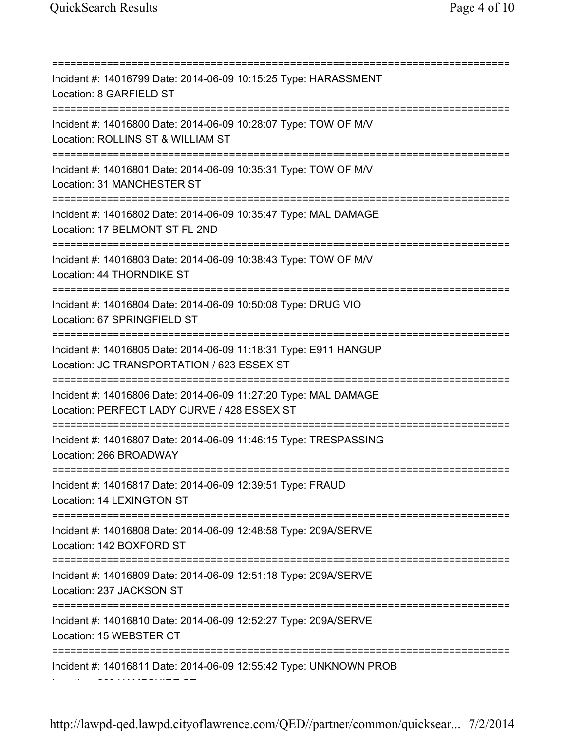===========================================================================
Incident #: 14016799 Date: 2014-06-09 10:15:25 Type: HARASSMENT
Location: 8 GARFIELD ST
===========================================================================
Incident #: 14016800 Date: 2014-06-09 10:28:07 Type: TOW OF M/V
Location: ROLLINS ST & WILLIAM ST
===========================================================================
Incident #: 14016801 Date: 2014-06-09 10:35:31 Type: TOW OF M/V
Location: 31 MANCHESTER ST
===========================================================================
Incident #: 14016802 Date: 2014-06-09 10:35:47 Type: MAL DAMAGE
Location: 17 BELMONT ST FL 2ND
===========================================================================
Incident #: 14016803 Date: 2014-06-09 10:38:43 Type: TOW OF M/V
Location: 44 THORNDIKE ST
===========================================================================
Incident #: 14016804 Date: 2014-06-09 10:50:08 Type: DRUG VIO
Location: 67 SPRINGFIELD ST
===========================================================================
Incident #: 14016805 Date: 2014-06-09 11:18:31 Type: E911 HANGUP
Location: JC TRANSPORTATION / 623 ESSEX ST
===========================================================================
Incident #: 14016806 Date: 2014-06-09 11:27:20 Type: MAL DAMAGE
Location: PERFECT LADY CURVE / 428 ESSEX ST
===========================================================================
Incident #: 14016807 Date: 2014-06-09 11:46:15 Type: TRESPASSING
Location: 266 BROADWAY
===========================================================================
Incident #: 14016817 Date: 2014-06-09 12:39:51 Type: FRAUD
Location: 14 LEXINGTON ST
===========================================================================
Incident #: 14016808 Date: 2014-06-09 12:48:58 Type: 209A/SERVE
Location: 142 BOXFORD ST
===========================================================================
Incident #: 14016809 Date: 2014-06-09 12:51:18 Type: 209A/SERVE
Location: 237 JACKSON ST
===========================================================================
Incident #: 14016810 Date: 2014-06-09 12:52:27 Type: 209A/SERVE
Location: 15 WEBSTER CT
===========================================================================
Incident #: 14016811 Date: 2014-06-09 12:55:42 Type: UNKNOWN PROB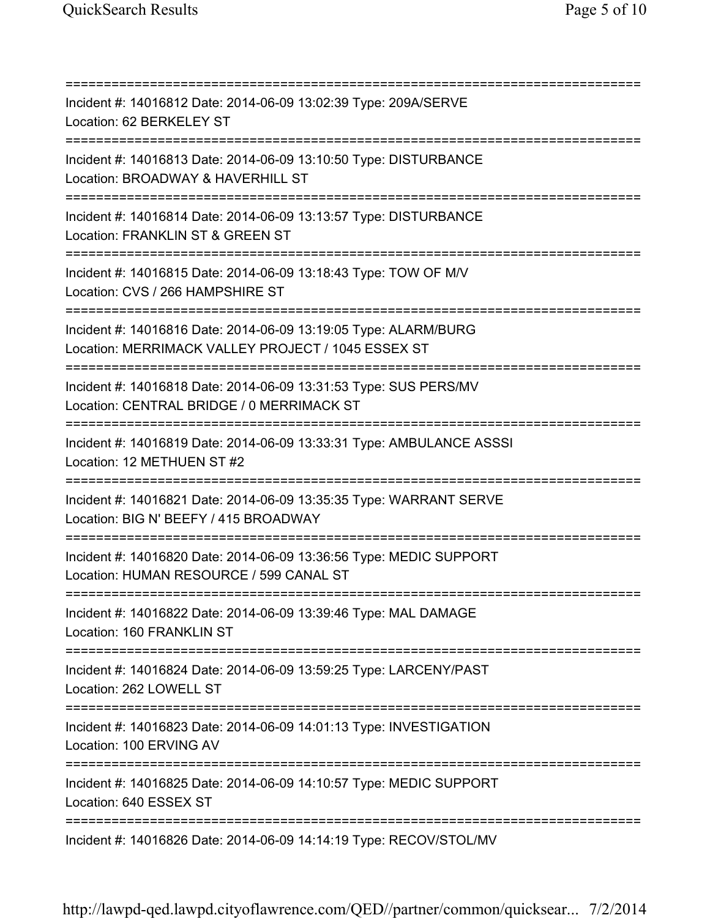==============================================================================
Incident #: 14016812 Date: 2014-06-09 13:02:39 Type: 209A/SERVE
Location: 62 BERKELEY ST
==============================================================================
Incident #: 14016813 Date: 2014-06-09 13:10:50 Type: DISTURBANCE
Location: BROADWAY & HAVERHILL ST
==============================================================================
Incident #: 14016814 Date: 2014-06-09 13:13:57 Type: DISTURBANCE
Location: FRANKLIN ST & GREEN ST
==============================================================================
Incident #: 14016815 Date: 2014-06-09 13:18:43 Type: TOW OF M/V
Location: CVS / 266 HAMPSHIRE ST
==============================================================================
Incident #: 14016816 Date: 2014-06-09 13:19:05 Type: ALARM/BURG
Location: MERRIMACK VALLEY PROJECT / 1045 ESSEX ST
==============================================================================
Incident #: 14016818 Date: 2014-06-09 13:31:53 Type: SUS PERS/MV
Location: CENTRAL BRIDGE / 0 MERRIMACK ST
==============================================================================
Incident #: 14016819 Date: 2014-06-09 13:33:31 Type: AMBULANCE ASSSI
Location: 12 METHUEN ST #2
==============================================================================
Incident #: 14016821 Date: 2014-06-09 13:35:35 Type: WARRANT SERVE
Location: BIG N' BEEFY / 415 BROADWAY
==============================================================================
Incident #: 14016820 Date: 2014-06-09 13:36:56 Type: MEDIC SUPPORT
Location: HUMAN RESOURCE / 599 CANAL ST
==============================================================================
Incident #: 14016822 Date: 2014-06-09 13:39:46 Type: MAL DAMAGE
Location: 160 FRANKLIN ST
==============================================================================
Incident #: 14016824 Date: 2014-06-09 13:59:25 Type: LARCENY/PAST
Location: 262 LOWELL ST
==============================================================================
Incident #: 14016823 Date: 2014-06-09 14:01:13 Type: INVESTIGATION
Location: 100 ERVING AV
==============================================================================
Incident #: 14016825 Date: 2014-06-09 14:10:57 Type: MEDIC SUPPORT
Location: 640 ESSEX ST
==============================================================================
Incident #: 14016826 Date: 2014-06-09 14:14:19 Type: RECOV/STOL/MV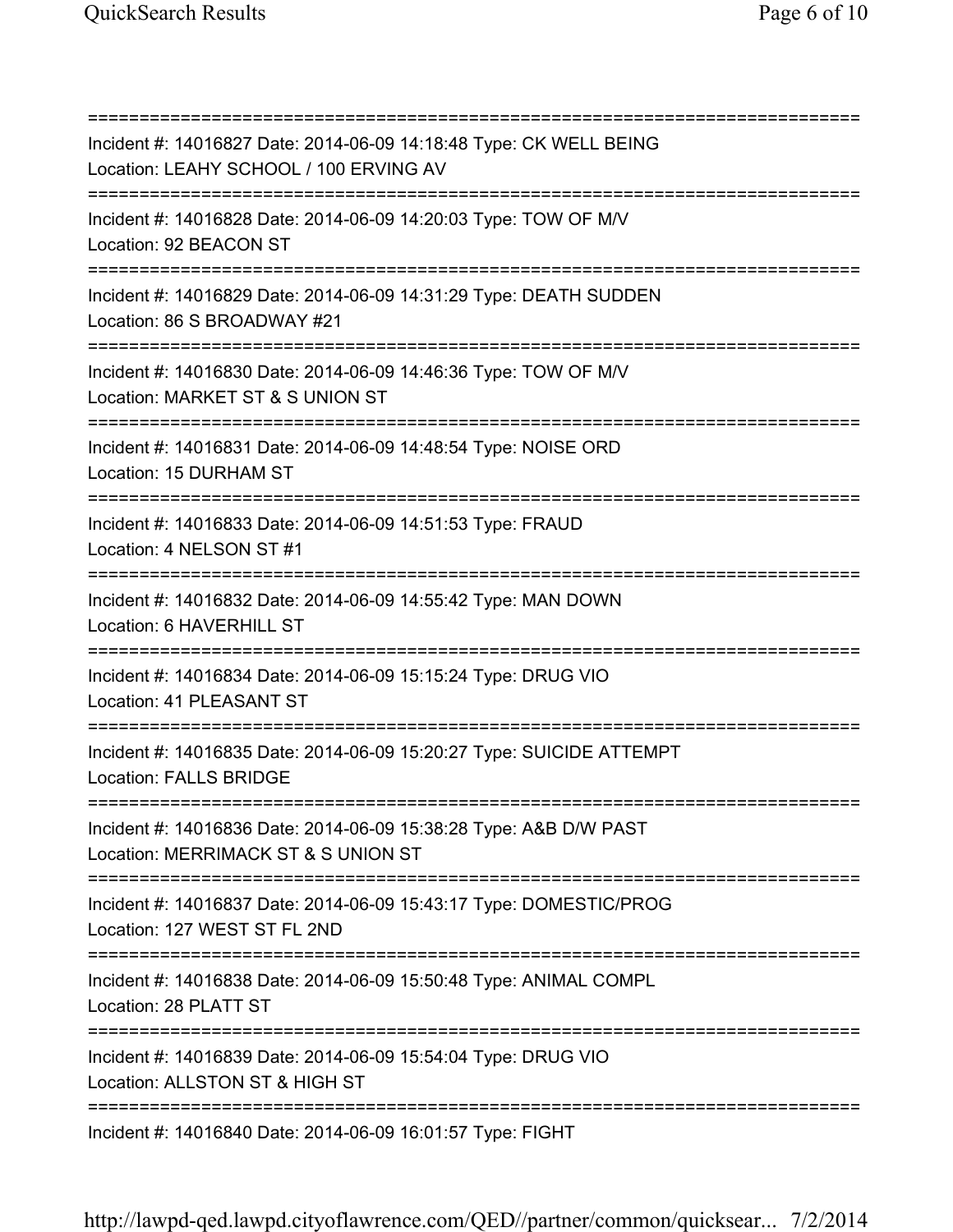==============================================================================

Incident #: 14016827 Date: 2014-06-09 14:18:48 Type: CK WELL BEING
Location: LEAHY SCHOOL / 100 ERVING AV

==============================================================================

Incident #: 14016828 Date: 2014-06-09 14:20:03 Type: TOW OF M/V
Location: 92 BEACON ST

==============================================================================

Incident #: 14016829 Date: 2014-06-09 14:31:29 Type: DEATH SUDDEN
Location: 86 S BROADWAY #21

==============================================================================

Incident #: 14016830 Date: 2014-06-09 14:46:36 Type: TOW OF M/V
Location: MARKET ST & S UNION ST

==============================================================================

Incident #: 14016831 Date: 2014-06-09 14:48:54 Type: NOISE ORD
Location: 15 DURHAM ST

==============================================================================

Incident #: 14016833 Date: 2014-06-09 14:51:53 Type: FRAUD
Location: 4 NELSON ST #1

==============================================================================

Incident #: 14016832 Date: 2014-06-09 14:55:42 Type: MAN DOWN
Location: 6 HAVERHILL ST

==============================================================================

Incident #: 14016834 Date: 2014-06-09 15:15:24 Type: DRUG VIO
Location: 41 PLEASANT ST

==============================================================================

Incident #: 14016835 Date: 2014-06-09 15:20:27 Type: SUICIDE ATTEMPT
Location: FALLS BRIDGE

==============================================================================

Incident #: 14016836 Date: 2014-06-09 15:38:28 Type: A&B D/W PAST
Location: MERRIMACK ST & S UNION ST

==============================================================================

Incident #: 14016837 Date: 2014-06-09 15:43:17 Type: DOMESTIC/PROG
Location: 127 WEST ST FL 2ND

==============================================================================

Incident #: 14016838 Date: 2014-06-09 15:50:48 Type: ANIMAL COMPL
Location: 28 PLATT ST

==============================================================================

Incident #: 14016839 Date: 2014-06-09 15:54:04 Type: DRUG VIO
Location: ALLSTON ST & HIGH ST

==============================================================================

Incident #: 14016840 Date: 2014-06-09 16:01:57 Type: FIGHT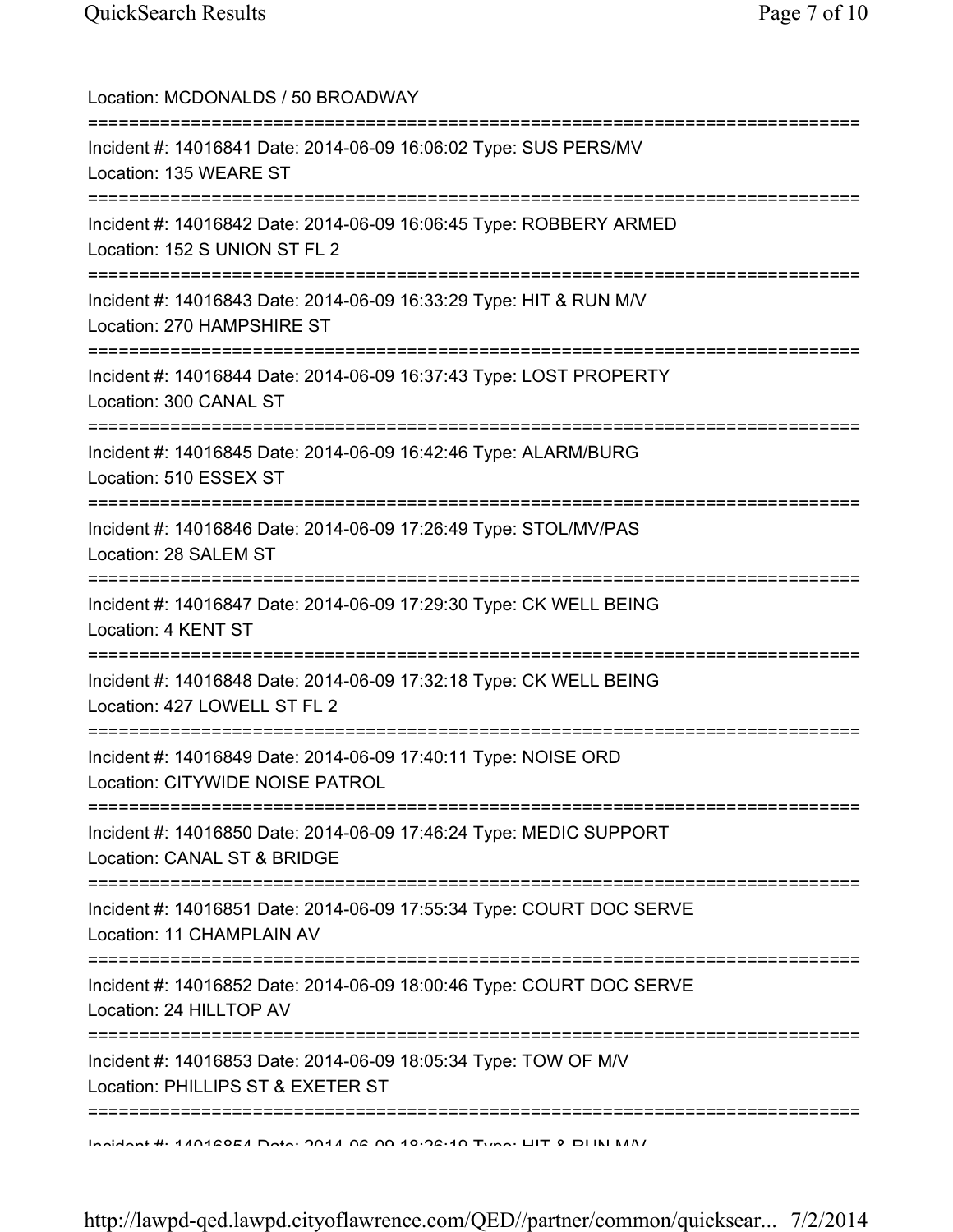Location: MCDONALDS / 50 BROADWAY

===========================================================================

Incident #: 14016841 Date: 2014-06-09 16:06:02 Type: SUS PERS/MV
Location: 135 WEARE ST

===========================================================================

Incident #: 14016842 Date: 2014-06-09 16:06:45 Type: ROBBERY ARMED
Location: 152 S UNION ST FL 2

===========================================================================

Incident #: 14016843 Date: 2014-06-09 16:33:29 Type: HIT & RUN M/V
Location: 270 HAMPSHIRE ST

===========================================================================

Incident #: 14016844 Date: 2014-06-09 16:37:43 Type: LOST PROPERTY
Location: 300 CANAL ST

===========================================================================

Incident #: 14016845 Date: 2014-06-09 16:42:46 Type: ALARM/BURG
Location: 510 ESSEX ST

===========================================================================

Incident #: 14016846 Date: 2014-06-09 17:26:49 Type: STOL/MV/PAS
Location: 28 SALEM ST

===========================================================================

Incident #: 14016847 Date: 2014-06-09 17:29:30 Type: CK WELL BEING
Location: 4 KENT ST

===========================================================================

Incident #: 14016848 Date: 2014-06-09 17:32:18 Type: CK WELL BEING
Location: 427 LOWELL ST FL 2

===========================================================================

Incident #: 14016849 Date: 2014-06-09 17:40:11 Type: NOISE ORD
Location: CITYWIDE NOISE PATROL

===========================================================================

Incident #: 14016850 Date: 2014-06-09 17:46:24 Type: MEDIC SUPPORT
Location: CANAL ST & BRIDGE

===========================================================================

Incident #: 14016851 Date: 2014-06-09 17:55:34 Type: COURT DOC SERVE
Location: 11 CHAMPLAIN AV

===========================================================================

Incident #: 14016852 Date: 2014-06-09 18:00:46 Type: COURT DOC SERVE
Location: 24 HILLTOP AV

===========================================================================

Incident #: 14016853 Date: 2014-06-09 18:05:34 Type: TOW OF M/V
Location: PHILLIPS ST & EXETER ST

===========================================================================

Incident #: 14016854 Date: 2014-06-09 18:26:19 Type: HIT & RUN M/V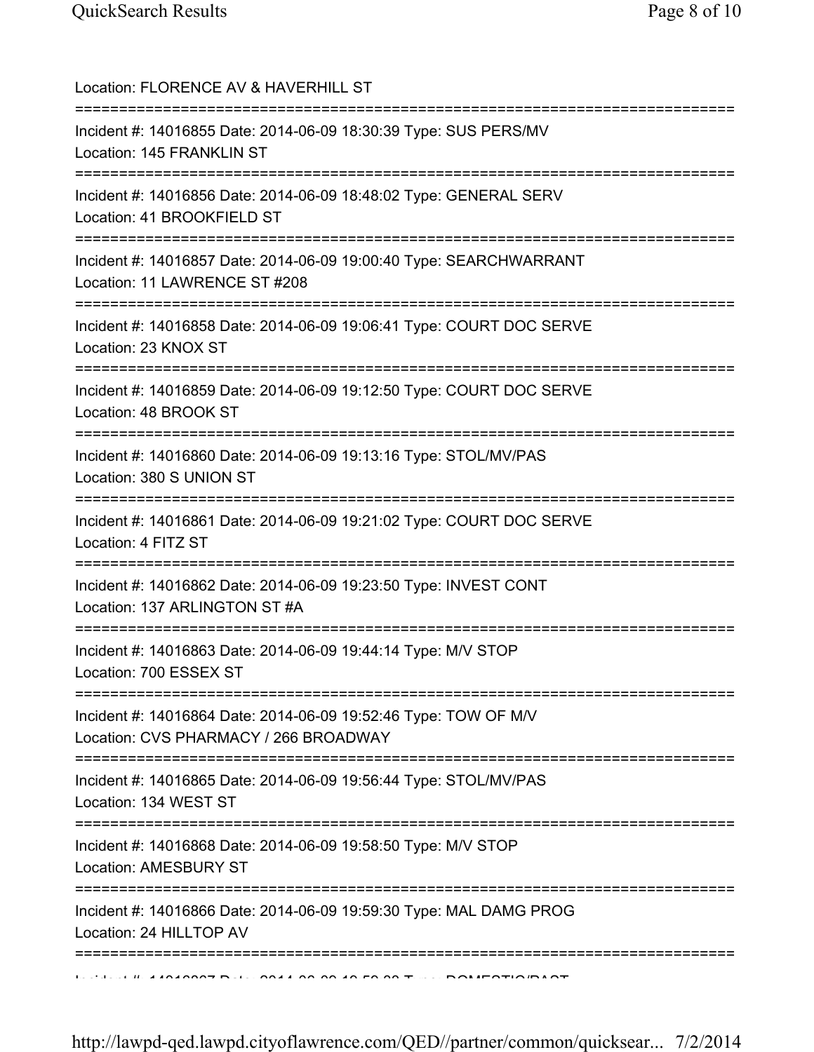Location: FLORENCE AV & HAVERHILL ST

===========================================================================

Incident #: 14016855 Date: 2014-06-09 18:30:39 Type: SUS PERS/MV
Location: 145 FRANKLIN ST

===========================================================================

Incident #: 14016856 Date: 2014-06-09 18:48:02 Type: GENERAL SERV
Location: 41 BROOKFIELD ST

===========================================================================

Incident #: 14016857 Date: 2014-06-09 19:00:40 Type: SEARCHWARRANT
Location: 11 LAWRENCE ST #208

===========================================================================

Incident #: 14016858 Date: 2014-06-09 19:06:41 Type: COURT DOC SERVE
Location: 23 KNOX ST

===========================================================================

Incident #: 14016859 Date: 2014-06-09 19:12:50 Type: COURT DOC SERVE
Location: 48 BROOK ST

===========================================================================

Incident #: 14016860 Date: 2014-06-09 19:13:16 Type: STOL/MV/PAS
Location: 380 S UNION ST

===========================================================================

Incident #: 14016861 Date: 2014-06-09 19:21:02 Type: COURT DOC SERVE
Location: 4 FITZ ST

===========================================================================

Incident #: 14016862 Date: 2014-06-09 19:23:50 Type: INVEST CONT
Location: 137 ARLINGTON ST #A

===========================================================================

Incident #: 14016863 Date: 2014-06-09 19:44:14 Type: M/V STOP
Location: 700 ESSEX ST

===========================================================================

Incident #: 14016864 Date: 2014-06-09 19:52:46 Type: TOW OF M/V
Location: CVS PHARMACY / 266 BROADWAY

===========================================================================

Incident #: 14016865 Date: 2014-06-09 19:56:44 Type: STOL/MV/PAS
Location: 134 WEST ST

===========================================================================

Incident #: 14016868 Date: 2014-06-09 19:58:50 Type: M/V STOP
Location: AMESBURY ST

===========================================================================

Incident #: 14016866 Date: 2014-06-09 19:59:30 Type: MAL DAMG PROG
Location: 24 HILLTOP AV

===========================================================================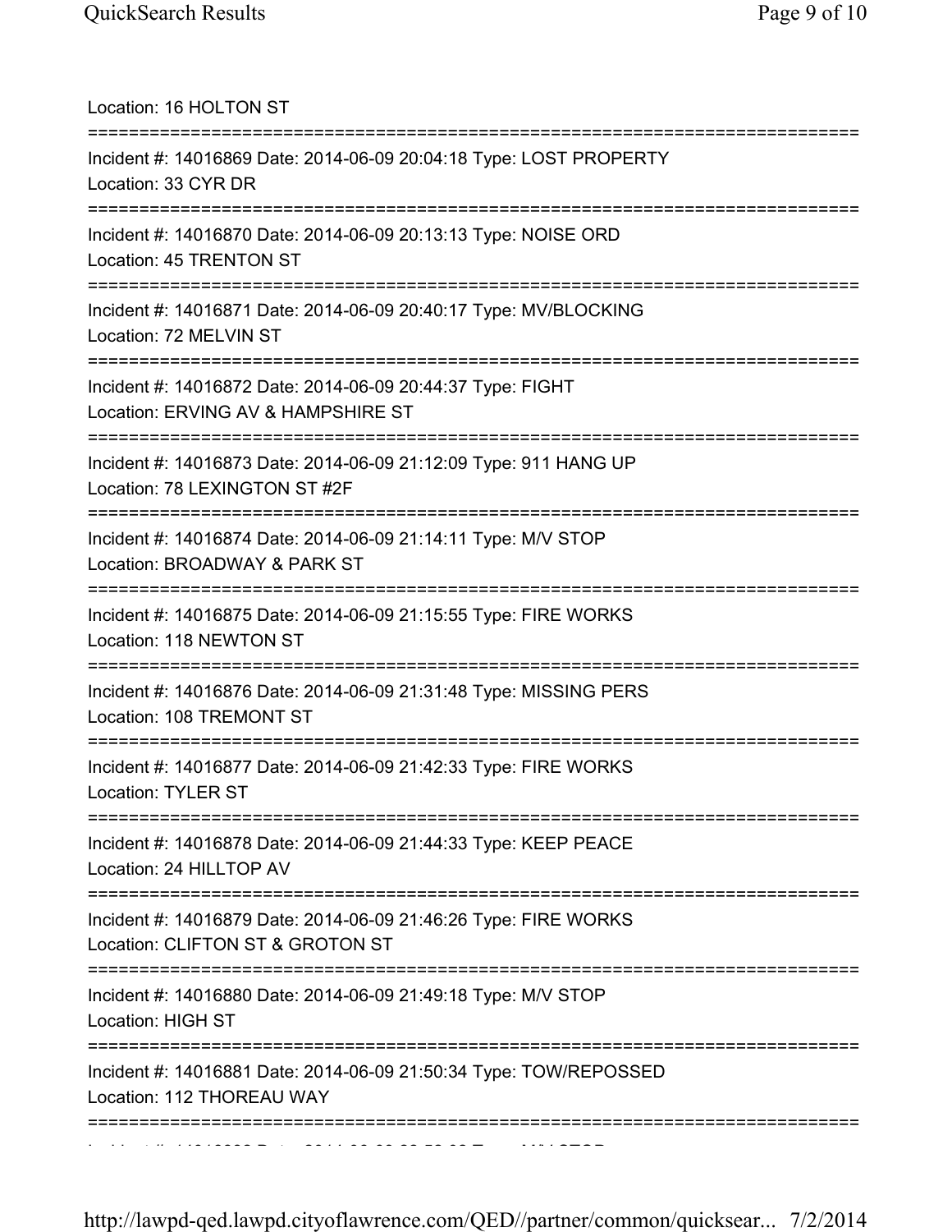Location: 16 HOLTON ST

===========================================================================

Incident #: 14016869 Date: 2014-06-09 20:04:18 Type: LOST PROPERTY
Location: 33 CYR DR

===========================================================================

Incident #: 14016870 Date: 2014-06-09 20:13:13 Type: NOISE ORD
Location: 45 TRENTON ST

===========================================================================

Incident #: 14016871 Date: 2014-06-09 20:40:17 Type: MV/BLOCKING
Location: 72 MELVIN ST

===========================================================================

Incident #: 14016872 Date: 2014-06-09 20:44:37 Type: FIGHT
Location: ERVING AV & HAMPSHIRE ST

===========================================================================

Incident #: 14016873 Date: 2014-06-09 21:12:09 Type: 911 HANG UP
Location: 78 LEXINGTON ST #2F

===========================================================================

Incident #: 14016874 Date: 2014-06-09 21:14:11 Type: M/V STOP
Location: BROADWAY & PARK ST

===========================================================================

Incident #: 14016875 Date: 2014-06-09 21:15:55 Type: FIRE WORKS
Location: 118 NEWTON ST

===========================================================================

Incident #: 14016876 Date: 2014-06-09 21:31:48 Type: MISSING PERS
Location: 108 TREMONT ST

===========================================================================

Incident #: 14016877 Date: 2014-06-09 21:42:33 Type: FIRE WORKS
Location: TYLER ST

===========================================================================

Incident #: 14016878 Date: 2014-06-09 21:44:33 Type: KEEP PEACE
Location: 24 HILLTOP AV

===========================================================================

Incident #: 14016879 Date: 2014-06-09 21:46:26 Type: FIRE WORKS
Location: CLIFTON ST & GROTON ST

===========================================================================

Incident #: 14016880 Date: 2014-06-09 21:49:18 Type: M/V STOP
Location: HIGH ST

===========================================================================

Incident #: 14016881 Date: 2014-06-09 21:50:34 Type: TOW/REPOSSED
Location: 112 THOREAU WAY

===========================================================================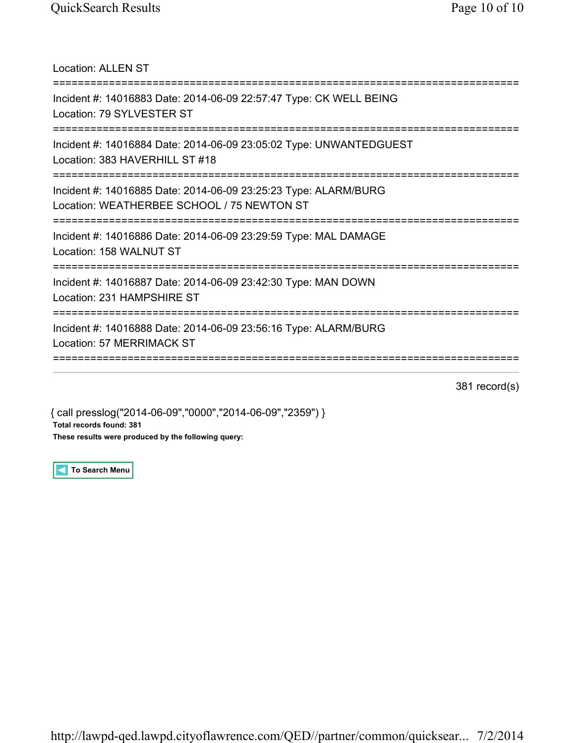Location: ALLEN ST

===========================================================================

Incident #: 14016883 Date: 2014-06-09 22:57:47 Type: CK WELL BEING

Location: 79 SYLVESTER ST

===========================================================================

Incident #: 14016884 Date: 2014-06-09 23:05:02 Type: UNWANTEDGUEST

Location: 383 HAVERHILL ST #18

===========================================================================

Incident #: 14016885 Date: 2014-06-09 23:25:23 Type: ALARM/BURG

Location: WEATHERBEE SCHOOL / 75 NEWTON ST

===========================================================================

Incident #: 14016886 Date: 2014-06-09 23:29:59 Type: MAL DAMAGE

Location: 158 WALNUT ST

===========================================================================

Incident #: 14016887 Date: 2014-06-09 23:42:30 Type: MAN DOWN

Location: 231 HAMPSHIRE ST

===========================================================================

Incident #: 14016888 Date: 2014-06-09 23:56:16 Type: ALARM/BURG

Location: 57 MERRIMACK ST

===========================================================================

381 record(s)

{ call presslog("2014-06-09","0000","2014-06-09","2359") }

**Total records found: 381**

**These results were produced by the following query:**

To Search Menu